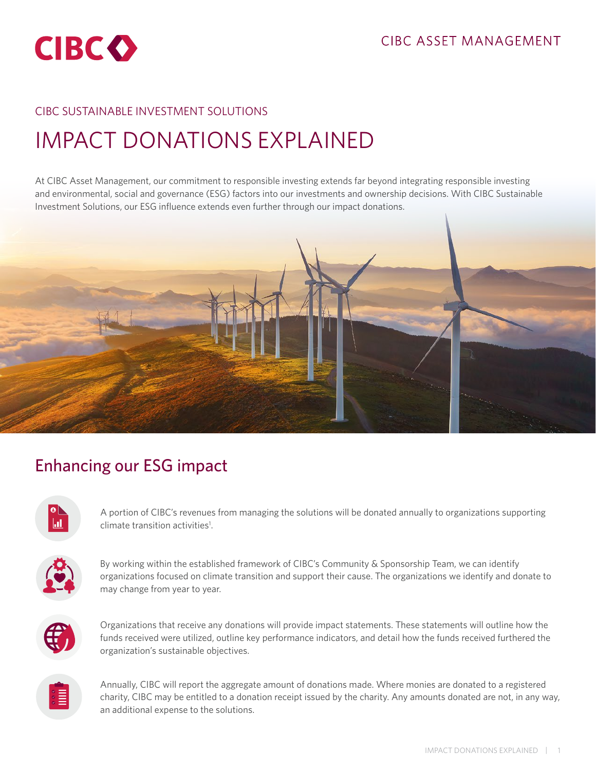CIBC ASSET MANAGEMENT

CIBC SUSTAINABLE INVESTMENT SOLUTIONS

# IMPACT DONATIONS EXPLAINED

At CIBC Asset Management, our commitment to responsible investing extends far beyond integrating responsible investing and environmental, social and governance (ESG) factors into our investments and ownership decisions. With CIBC Sustainable Investment Solutions, our ESG influence extends even further through our impact donations.

## Enhancing our ESG impact

A portion of CIBC's revenues from managing the solutions will be donated annually to organizations supporting climate transition activities[1].

By working within the established framework of CIBC's Community & Sponsorship Team, we can identify organizations focused on climate transition and support their cause. The organizations we identify and donate to may change from year to year.

Organizations that receive any donations will provide impact statements. These statements will outline how the funds received were utilized, outline key performance indicators, and detail how the funds received furthered the organization's sustainable objectives.

Annually, CIBC will report the aggregate amount of donations made. Where monies are donated to a registered charity, CIBC may be entitled to a donation receipt issued by the charity. Any amounts donated are not, in any way, an additional expense to the solutions.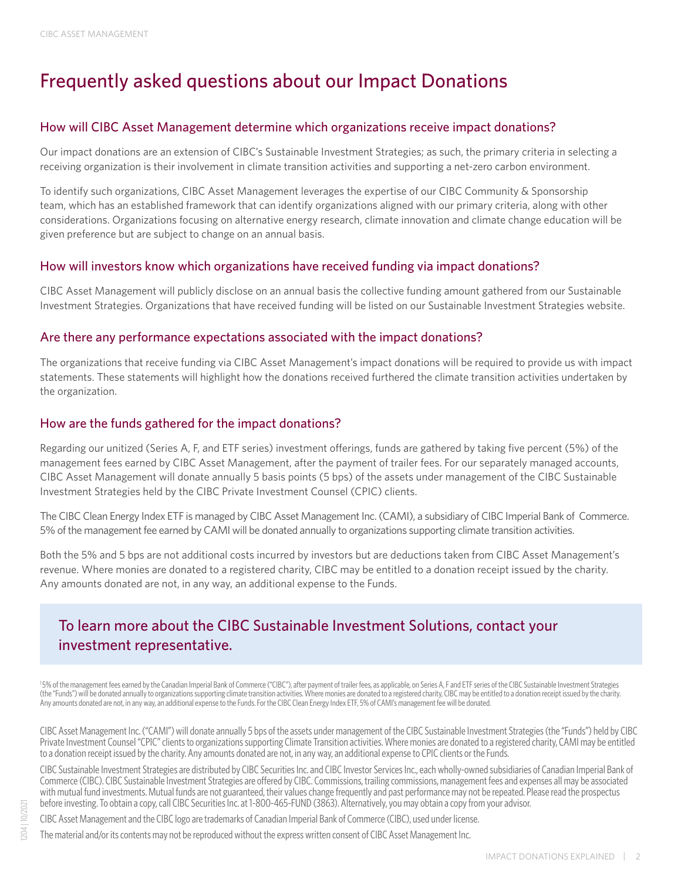# Frequently asked questions about our Impact Donations

## How will CIBC Asset Management determine which organizations receive impact donations?

Our impact donations are an extension of CIBC's Sustainable Investment Strategies; as such, the primary criteria in selecting a receiving organization is their involvement in climate transition activities and supporting a net-zero carbon environment.

To identify such organizations, CIBC Asset Management leverages the expertise of our CIBC Community & Sponsorship team, which has an established framework that can identify organizations aligned with our primary criteria, along with other considerations. Organizations focusing on alternative energy research, climate innovation and climate change education will be given preference but are subject to change on an annual basis.

## How will investors know which organizations have received funding via impact donations?

CIBC Asset Management will publicly disclose on an annual basis the collective funding amount gathered from our Sustainable Investment Strategies. Organizations that have received funding will be listed on our Sustainable Investment Strategies website.

## Are there any performance expectations associated with the impact donations?

The organizations that receive funding via CIBC Asset Management's impact donations will be required to provide us with impact statements. These statements will highlight how the donations received furthered the climate transition activities undertaken by the organization.

## How are the funds gathered for the impact donations?

Regarding our unitized (Series A, F, and ETF series) investment offerings, funds are gathered by taking five percent (5%) of the management fees earned by CIBC Asset Management, after the payment of trailer fees. For our separately managed accounts, CIBC Asset Management will donate annually 5 basis points (5 bps) of the assets under management of the CIBC Sustainable Investment Strategies held by the CIBC Private Investment Counsel (CPIC) clients.

The CIBC Clean Energy Index ETF is managed by CIBC Asset Management Inc. (CAMI), a subsidiary of CIBC Imperial Bank of Commerce. 5% of the management fee earned by CAMI will be donated annually to organizations supporting climate transition activities.

Both the 5% and 5 bps are not additional costs incurred by investors but are deductions taken from CIBC Asset Management's revenue. Where monies are donated to a registered charity, CIBC may be entitled to a donation receipt issued by the charity. Any amounts donated are not, in any way, an additional expense to the Funds.

**To learn more about the CIBC Sustainable Investment Solutions, contact your investment representative.**

[1] 5% of the management fees earned by the Canadian Imperial Bank of Commerce ("CIBC"), after payment of trailer fees, as applicable, on Series A, F and ETF series of the CIBC Sustainable Investment Strategies (the "Funds") will be donated annually to organizations supporting climate transition activities. Where monies are donated to a registered charity, CIBC may be entitled to a donation receipt issued by the charity. Any amounts donated are not, in any way, an additional expense to the Funds. For the CIBC Clean Energy Index ETF, 5% of CAMI's management fee will be donated.

CIBC Asset Management Inc. ("CAMI") will donate annually 5 bps of the assets under management of the CIBC Sustainable Investment Strategies (the "Funds") held by CIBC Private Investment Counsel "CPIC" clients to organizations supporting Climate Transition activities. Where monies are donated to a registered charity, CAMI may be entitled to a donation receipt issued by the charity. Any amounts donated are not, in any way, an additional expense to CPIC clients or the Funds.

CIBC Sustainable Investment Strategies are distributed by CIBC Securities Inc. and CIBC Investor Services Inc., each wholly-owned subsidiaries of Canadian Imperial Bank of Commerce (CIBC). CIBC Sustainable Investment Strategies are offered by CIBC. Commissions, trailing commissions, management fees and expenses all may be associated with mutual fund investments. Mutual funds are not guaranteed, their values change frequently and past performance may not be repeated. Please read the prospectus before investing. To obtain a copy, call CIBC Securities Inc. at 1-800-465-FUND (3863). Alternatively, you may obtain a copy from your advisor.

CIBC Asset Management and the CIBC logo are trademarks of Canadian Imperial Bank of Commerce (CIBC), used under license.

The material and/or its contents may not be reproduced without the express written consent of CIBC Asset Management Inc.

1204 | 10/2021